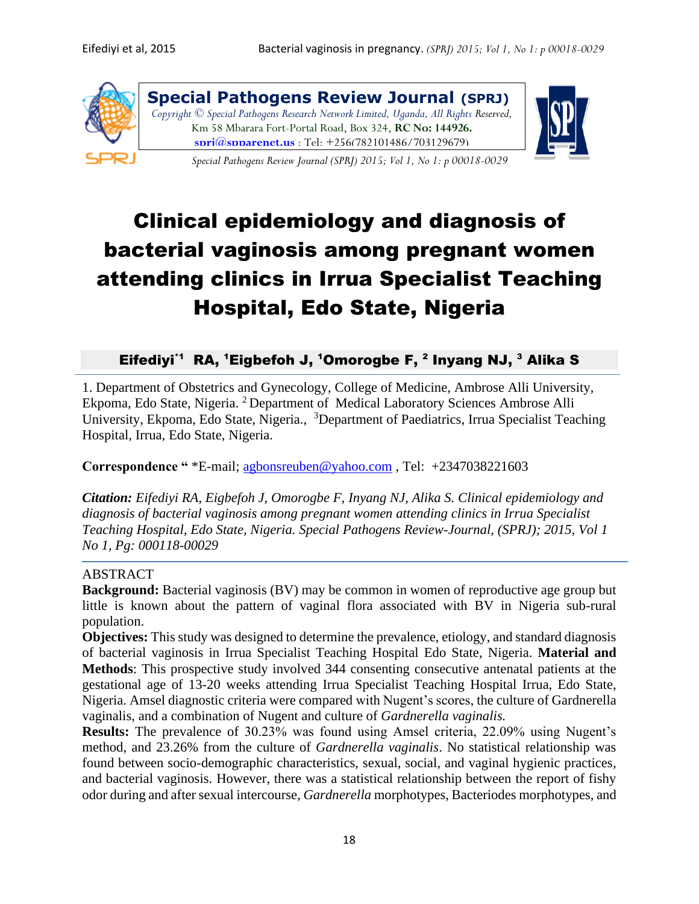**Special Pathogens Review Journal (SPRJ)**

Copyright © Special Pathogens Research Network Limited, Uganda, All Rights Reserved, Km 58 Mbarara Fort-Portal Road, Box 324, **RC No: 144926.** **sprj@spparenet.us** : Tel: +256(782101486/703129679)

Special Pathogens Review Journal (SPRJ) 2015; Vol 1, No 1: p 00018-0029

# Clinical epidemiology and diagnosis of bacterial vaginosis among pregnant women attending clinics in Irrua Specialist Teaching Hospital, Edo State, Nigeria

**Eifediyi[*1] RA, [1]Eigbefoh J, [1]Omorogbe F, [2] Inyang NJ, [3] Alika S**

1. Department of Obstetrics and Gynecology, College of Medicine, Ambrose Alli University, Ekpoma, Edo State, Nigeria. [2] Department of Medical Laboratory Sciences Ambrose Alli University, Ekpoma, Edo State, Nigeria., [3]Department of Paediatrics, Irrua Specialist Teaching Hospital, Irrua, Edo State, Nigeria.

**Correspondence "** *E-mail; agbonsreuben@yahoo.com , Tel: +2347038221603

***Citation:*** *Eifediyi RA, Eigbefoh J, Omorogbe F, Inyang NJ, Alika S. Clinical epidemiology and diagnosis of bacterial vaginosis among pregnant women attending clinics in Irrua Specialist Teaching Hospital, Edo State, Nigeria. Special Pathogens Review-Journal, (SPRJ); 2015, Vol 1 No 1, Pg: 000118-00029*

ABSTRACT

**Background:** Bacterial vaginosis (BV) may be common in women of reproductive age group but little is known about the pattern of vaginal flora associated with BV in Nigeria sub-rural population.

**Objectives:** This study was designed to determine the prevalence, etiology, and standard diagnosis of bacterial vaginosis in Irrua Specialist Teaching Hospital Edo State, Nigeria. **Material and Methods**: This prospective study involved 344 consenting consecutive antenatal patients at the gestational age of 13-20 weeks attending Irrua Specialist Teaching Hospital Irrua, Edo State, Nigeria. Amsel diagnostic criteria were compared with Nugent's scores, the culture of Gardnerella vaginalis, and a combination of Nugent and culture of *Gardnerella vaginalis.*

**Results:** The prevalence of 30.23% was found using Amsel criteria, 22.09% using Nugent's method, and 23.26% from the culture of *Gardnerella vaginalis*. No statistical relationship was found between socio-demographic characteristics, sexual, social, and vaginal hygienic practices, and bacterial vaginosis. However, there was a statistical relationship between the report of fishy odor during and after sexual intercourse, *Gardnerella* morphotypes, Bacteriodes morphotypes, and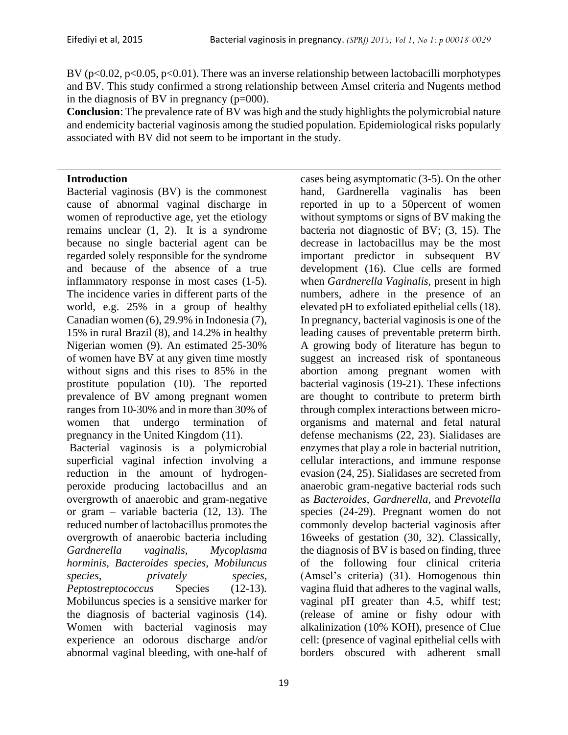BV ($p<0.02$, $p<0.05$, $p<0.01$). There was an inverse relationship between lactobacilli morphotypes and BV. This study confirmed a strong relationship between Amsel criteria and Nugents method in the diagnosis of BV in pregnancy (p=000).

**Conclusion**: The prevalence rate of BV was high and the study highlights the polymicrobial nature and endemicity bacterial vaginosis among the studied population. Epidemiological risks popularly associated with BV did not seem to be important in the study.

## Introduction

Bacterial vaginosis (BV) is the commonest cause of abnormal vaginal discharge in women of reproductive age, yet the etiology remains unclear (1, 2). It is a syndrome because no single bacterial agent can be regarded solely responsible for the syndrome and because of the absence of a true inflammatory response in most cases (1-5). The incidence varies in different parts of the world, e.g. 25% in a group of healthy Canadian women (6), 29.9% in Indonesia (7), 15% in rural Brazil (8), and 14.2% in healthy Nigerian women (9). An estimated 25-30% of women have BV at any given time mostly without signs and this rises to 85% in the prostitute population (10). The reported prevalence of BV among pregnant women ranges from 10-30% and in more than 30% of women that undergo termination of pregnancy in the United Kingdom (11).

Bacterial vaginosis is a polymicrobial superficial vaginal infection involving a reduction in the amount of hydrogen-peroxide producing lactobacillus and an overgrowth of anaerobic and gram-negative or gram – variable bacteria (12, 13). The reduced number of lactobacillus promotes the overgrowth of anaerobic bacteria including *Gardnerella vaginalis, Mycoplasma horminis, Bacteroides species, Mobiluncus species, privately species, Peptostreptococcus* Species (12-13). Mobiluncus species is a sensitive marker for the diagnosis of bacterial vaginosis (14). Women with bacterial vaginosis may experience an odorous discharge and/or abnormal vaginal bleeding, with one-half of cases being asymptomatic (3-5). On the other hand, Gardnerella vaginalis has been reported in up to a 50percent of women without symptoms or signs of BV making the bacteria not diagnostic of BV; (3, 15). The decrease in lactobacillus may be the most important predictor in subsequent BV development (16). Clue cells are formed when *Gardnerella Vaginalis,* present in high numbers, adhere in the presence of an elevated pH to exfoliated epithelial cells (18). In pregnancy, bacterial vaginosis is one of the leading causes of preventable preterm birth. A growing body of literature has begun to suggest an increased risk of spontaneous abortion among pregnant women with bacterial vaginosis (19-21). These infections are thought to contribute to preterm birth through complex interactions between micro-organisms and maternal and fetal natural defense mechanisms (22, 23). Sialidases are enzymes that play a role in bacterial nutrition, cellular interactions, and immune response evasion (24, 25). Sialidases are secreted from anaerobic gram-negative bacterial rods such as *Bacteroides*, *Gardnerella,* and *Prevotella* species (24-29). Pregnant women do not commonly develop bacterial vaginosis after 16weeks of gestation (30, 32). Classically, the diagnosis of BV is based on finding, three of the following four clinical criteria (Amsel's criteria) (31). Homogenous thin vagina fluid that adheres to the vaginal walls, vaginal pH greater than 4.5, whiff test; (release of amine or fishy odour with alkalinization (10% KOH), presence of Clue cell: (presence of vaginal epithelial cells with borders obscured with adherent small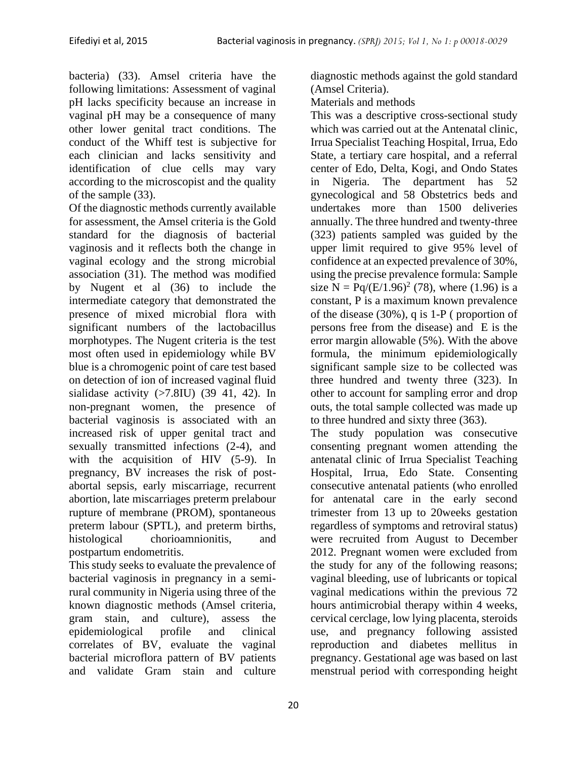bacteria) (33). Amsel criteria have the following limitations: Assessment of vaginal pH lacks specificity because an increase in vaginal pH may be a consequence of many other lower genital tract conditions. The conduct of the Whiff test is subjective for each clinician and lacks sensitivity and identification of clue cells may vary according to the microscopist and the quality of the sample (33).

Of the diagnostic methods currently available for assessment, the Amsel criteria is the Gold standard for the diagnosis of bacterial vaginosis and it reflects both the change in vaginal ecology and the strong microbial association (31). The method was modified by Nugent et al (36) to include the intermediate category that demonstrated the presence of mixed microbial flora with significant numbers of the lactobacillus morphotypes. The Nugent criteria is the test most often used in epidemiology while BV blue is a chromogenic point of care test based on detection of ion of increased vaginal fluid sialidase activity (>7.8IU) (39 41, 42). In non-pregnant women, the presence of bacterial vaginosis is associated with an increased risk of upper genital tract and sexually transmitted infections (2-4), and with the acquisition of HIV (5-9). In pregnancy, BV increases the risk of post-abortal sepsis, early miscarriage, recurrent abortion, late miscarriages preterm prelabour rupture of membrane (PROM), spontaneous preterm labour (SPTL), and preterm births, histological chorioamnionitis, and postpartum endometritis.

This study seeks to evaluate the prevalence of bacterial vaginosis in pregnancy in a semi-rural community in Nigeria using three of the known diagnostic methods (Amsel criteria, gram stain, and culture), assess the epidemiological profile and clinical correlates of BV, evaluate the vaginal bacterial microflora pattern of BV patients and validate Gram stain and culture diagnostic methods against the gold standard (Amsel Criteria).

Materials and methods

This was a descriptive cross-sectional study which was carried out at the Antenatal clinic, Irrua Specialist Teaching Hospital, Irrua, Edo State, a tertiary care hospital, and a referral center of Edo, Delta, Kogi, and Ondo States in Nigeria. The department has 52 gynecological and 58 Obstetrics beds and undertakes more than 1500 deliveries annually. The three hundred and twenty-three (323) patients sampled was guided by the upper limit required to give 95% level of confidence at an expected prevalence of 30%, using the precise prevalence formula: Sample size $N = Pq/(E/1.96)^2$ (78), where (1.96) is a constant, P is a maximum known prevalence of the disease (30%), q is 1-P ( proportion of persons free from the disease) and E is the error margin allowable (5%). With the above formula, the minimum epidemiologically significant sample size to be collected was three hundred and twenty three (323). In other to account for sampling error and drop outs, the total sample collected was made up to three hundred and sixty three (363).

The study population was consecutive consenting pregnant women attending the antenatal clinic of Irrua Specialist Teaching Hospital, Irrua, Edo State. Consenting consecutive antenatal patients (who enrolled for antenatal care in the early second trimester from 13 up to 20weeks gestation regardless of symptoms and retroviral status) were recruited from August to December 2012. Pregnant women were excluded from the study for any of the following reasons; vaginal bleeding, use of lubricants or topical vaginal medications within the previous 72 hours antimicrobial therapy within 4 weeks, cervical cerclage, low lying placenta, steroids use, and pregnancy following assisted reproduction and diabetes mellitus in pregnancy. Gestational age was based on last menstrual period with corresponding height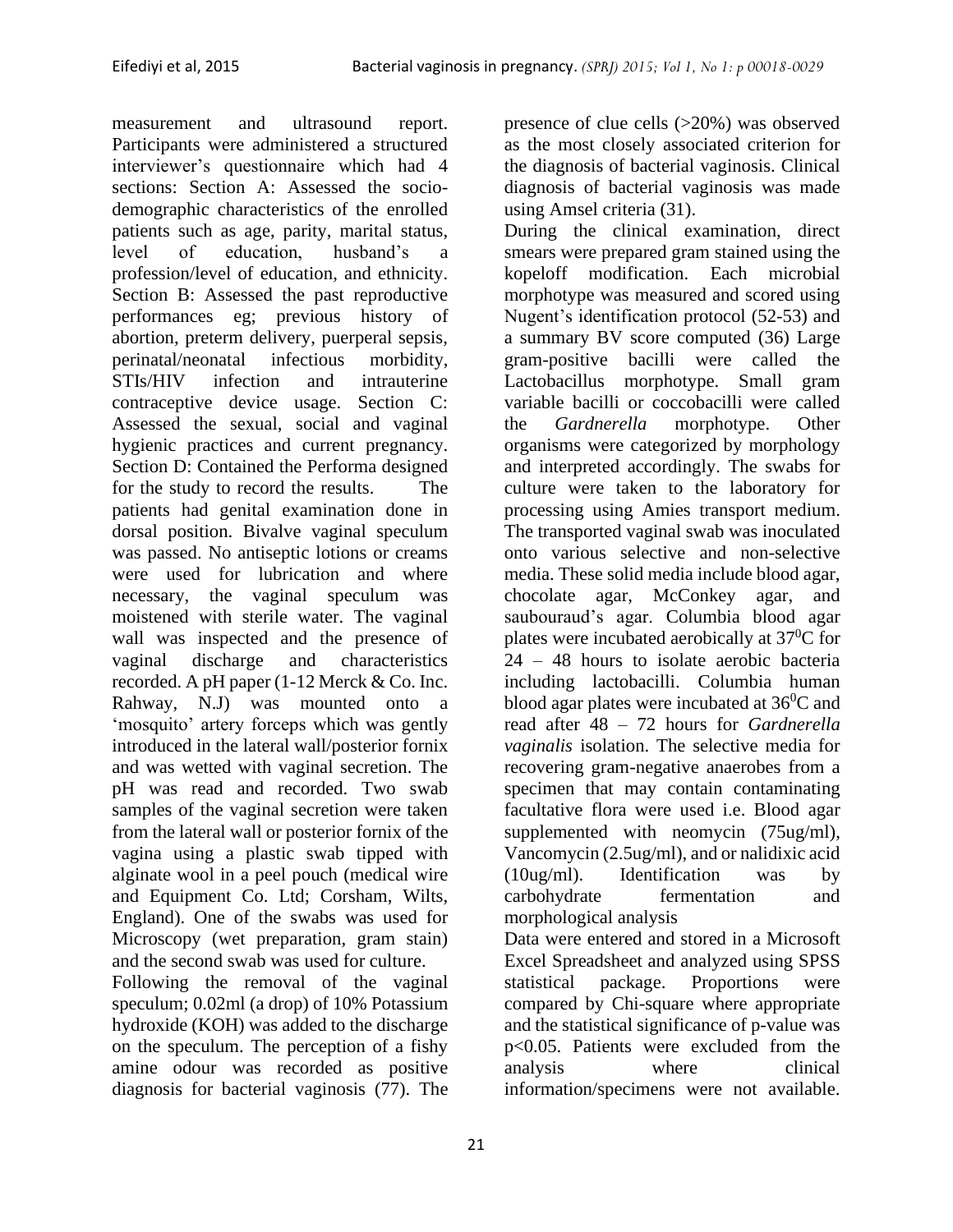measurement and ultrasound report. Participants were administered a structured interviewer's questionnaire which had 4 sections: Section A: Assessed the socio-demographic characteristics of the enrolled patients such as age, parity, marital status, level of education, husband's a profession/level of education, and ethnicity. Section B: Assessed the past reproductive performances eg; previous history of abortion, preterm delivery, puerperal sepsis, perinatal/neonatal infectious morbidity, STIs/HIV infection and intrauterine contraceptive device usage. Section C: Assessed the sexual, social and vaginal hygienic practices and current pregnancy. Section D: Contained the Performa designed for the study to record the results. The patients had genital examination done in dorsal position. Bivalve vaginal speculum was passed. No antiseptic lotions or creams were used for lubrication and where necessary, the vaginal speculum was moistened with sterile water. The vaginal wall was inspected and the presence of vaginal discharge and characteristics recorded. A pH paper (1-12 Merck & Co. Inc. Rahway, N.J) was mounted onto a 'mosquito' artery forceps which was gently introduced in the lateral wall/posterior fornix and was wetted with vaginal secretion. The pH was read and recorded. Two swab samples of the vaginal secretion were taken from the lateral wall or posterior fornix of the vagina using a plastic swab tipped with alginate wool in a peel pouch (medical wire and Equipment Co. Ltd; Corsham, Wilts, England). One of the swabs was used for Microscopy (wet preparation, gram stain) and the second swab was used for culture.

Following the removal of the vaginal speculum; 0.02ml (a drop) of 10% Potassium hydroxide (KOH) was added to the discharge on the speculum. The perception of a fishy amine odour was recorded as positive diagnosis for bacterial vaginosis (77). The presence of clue cells (>20%) was observed as the most closely associated criterion for the diagnosis of bacterial vaginosis. Clinical diagnosis of bacterial vaginosis was made using Amsel criteria (31).

During the clinical examination, direct smears were prepared gram stained using the kopeloff modification. Each microbial morphotype was measured and scored using Nugent's identification protocol (52-53) and a summary BV score computed (36) Large gram-positive bacilli were called the Lactobacillus morphotype. Small gram variable bacilli or coccobacilli were called the *Gardnerella* morphotype. Other organisms were categorized by morphology and interpreted accordingly. The swabs for culture were taken to the laboratory for processing using Amies transport medium. The transported vaginal swab was inoculated onto various selective and non-selective media. These solid media include blood agar, chocolate agar, McConkey agar, and saubouraud's agar. Columbia blood agar plates were incubated aerobically at $37^0$C for 24 – 48 hours to isolate aerobic bacteria including lactobacilli. Columbia human blood agar plates were incubated at $36^0$C and read after 48 – 72 hours for *Gardnerella vaginalis* isolation. The selective media for recovering gram-negative anaerobes from a specimen that may contain contaminating facultative flora were used i.e. Blood agar supplemented with neomycin (75ug/ml), Vancomycin (2.5ug/ml), and or nalidixic acid (10ug/ml). Identification was by carbohydrate fermentation and morphological analysis

Data were entered and stored in a Microsoft Excel Spreadsheet and analyzed using SPSS statistical package. Proportions were compared by Chi-square where appropriate and the statistical significance of p-value was $p<0.05$. Patients were excluded from the analysis where clinical information/specimens were not available.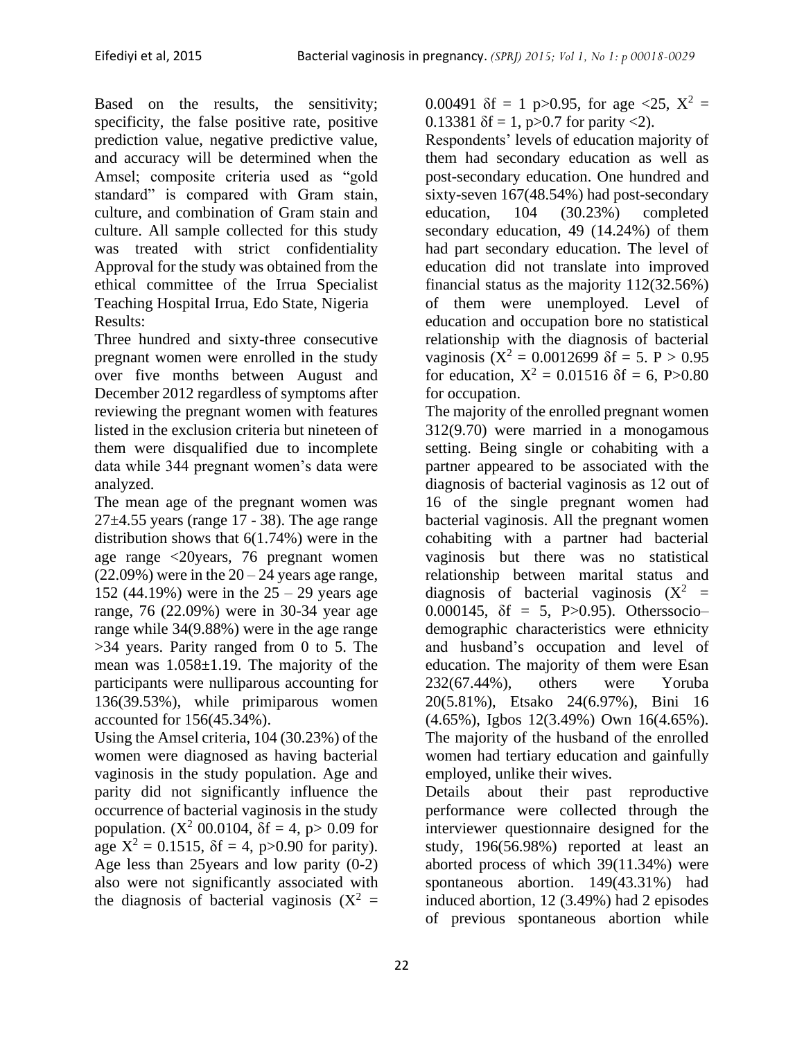Based on the results, the sensitivity; specificity, the false positive rate, positive prediction value, negative predictive value, and accuracy will be determined when the Amsel; composite criteria used as "gold standard" is compared with Gram stain, culture, and combination of Gram stain and culture. All sample collected for this study was treated with strict confidentiality Approval for the study was obtained from the ethical committee of the Irrua Specialist Teaching Hospital Irrua, Edo State, Nigeria

Results:

Three hundred and sixty-three consecutive pregnant women were enrolled in the study over five months between August and December 2012 regardless of symptoms after reviewing the pregnant women with features listed in the exclusion criteria but nineteen of them were disqualified due to incomplete data while 344 pregnant women's data were analyzed.

The mean age of the pregnant women was 27±4.55 years (range 17 - 38). The age range distribution shows that 6(1.74%) were in the age range <20years, 76 pregnant women (22.09%) were in the 20 – 24 years age range, 152 (44.19%) were in the 25 – 29 years age range, 76 (22.09%) were in 30-34 year age range while 34(9.88%) were in the age range >34 years. Parity ranged from 0 to 5. The mean was 1.058±1.19. The majority of the participants were nulliparous accounting for 136(39.53%), while primiparous women accounted for 156(45.34%).

Using the Amsel criteria, 104 (30.23%) of the women were diagnosed as having bacterial vaginosis in the study population. Age and parity did not significantly influence the occurrence of bacterial vaginosis in the study population. ($X^2$ 00.0104, δf = 4, p> 0.09 for age $X^2$ = 0.1515, δf = 4, p>0.90 for parity). Age less than 25years and low parity (0-2) also were not significantly associated with the diagnosis of bacterial vaginosis ($X^2$ = 0.00491 δf = 1 p>0.95, for age <25, $X^2$ = 0.13381 δf = 1, p>0.7 for parity <2).

Respondents' levels of education majority of them had secondary education as well as post-secondary education. One hundred and sixty-seven 167(48.54%) had post-secondary education, 104 (30.23%) completed secondary education, 49 (14.24%) of them had part secondary education. The level of education did not translate into improved financial status as the majority 112(32.56%) of them were unemployed. Level of education and occupation bore no statistical relationship with the diagnosis of bacterial vaginosis ($X^2$ = 0.0012699 δf = 5. P > 0.95 for education, $X^2$ = 0.01516 δf = 6, P>0.80 for occupation.

The majority of the enrolled pregnant women 312(9.70) were married in a monogamous setting. Being single or cohabiting with a partner appeared to be associated with the diagnosis of bacterial vaginosis as 12 out of 16 of the single pregnant women had bacterial vaginosis. All the pregnant women cohabiting with a partner had bacterial vaginosis but there was no statistical relationship between marital status and diagnosis of bacterial vaginosis ($X^2$ = 0.000145, δf = 5, P>0.95). Otherssocio–demographic characteristics were ethnicity and husband's occupation and level of education. The majority of them were Esan 232(67.44%), others were Yoruba 20(5.81%), Etsako 24(6.97%), Bini 16 (4.65%), Igbos 12(3.49%) Own 16(4.65%). The majority of the husband of the enrolled women had tertiary education and gainfully employed, unlike their wives.

Details about their past reproductive performance were collected through the interviewer questionnaire designed for the study, 196(56.98%) reported at least an aborted process of which 39(11.34%) were spontaneous abortion. 149(43.31%) had induced abortion, 12 (3.49%) had 2 episodes of previous spontaneous abortion while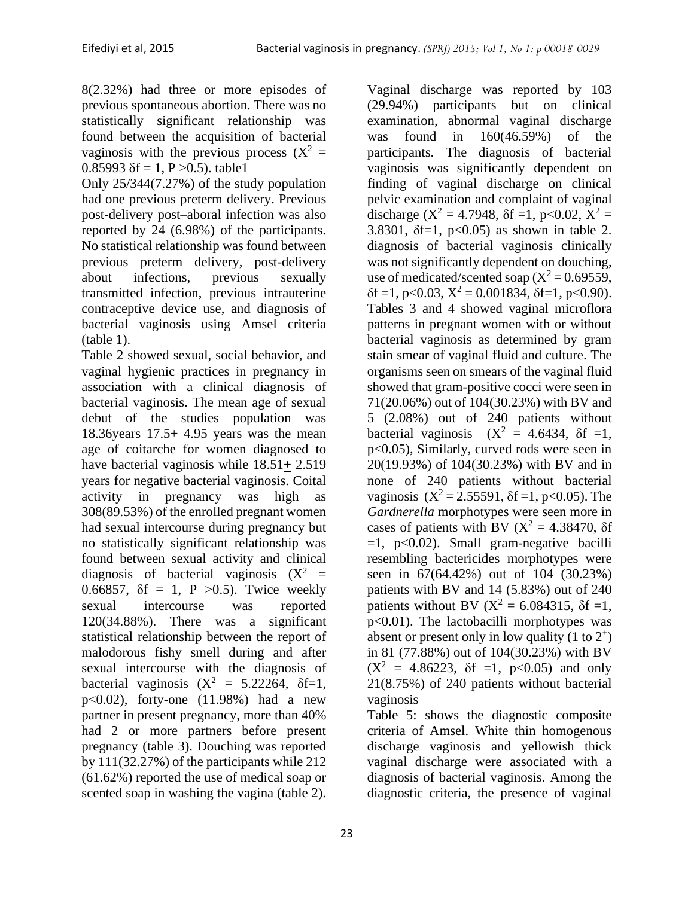8(2.32%) had three or more episodes of previous spontaneous abortion. There was no statistically significant relationship was found between the acquisition of bacterial vaginosis with the previous process ($X^2$ = 0.85993 δf = 1, P >0.5). table1

Only 25/344(7.27%) of the study population had one previous preterm delivery. Previous post-delivery post–aboral infection was also reported by 24 (6.98%) of the participants. No statistical relationship was found between previous preterm delivery, post-delivery about infections, previous sexually transmitted infection, previous intrauterine contraceptive device use, and diagnosis of bacterial vaginosis using Amsel criteria (table 1).

Table 2 showed sexual, social behavior, and vaginal hygienic practices in pregnancy in association with a clinical diagnosis of bacterial vaginosis. The mean age of sexual debut of the studies population was 18.36years 17.5± 4.95 years was the mean age of coitarche for women diagnosed to have bacterial vaginosis while 18.51± 2.519 years for negative bacterial vaginosis. Coital activity in pregnancy was high as 308(89.53%) of the enrolled pregnant women had sexual intercourse during pregnancy but no statistically significant relationship was found between sexual activity and clinical diagnosis of bacterial vaginosis ($X^2$ = 0.66857, δf = 1, P >0.5). Twice weekly sexual intercourse was reported 120(34.88%). There was a significant statistical relationship between the report of malodorous fishy smell during and after sexual intercourse with the diagnosis of bacterial vaginosis ($X^2$ = 5.22264, δf=1, p<0.02), forty-one (11.98%) had a new partner in present pregnancy, more than 40% had 2 or more partners before present pregnancy (table 3). Douching was reported by 111(32.27%) of the participants while 212 (61.62%) reported the use of medical soap or scented soap in washing the vagina (table 2).

Vaginal discharge was reported by 103 (29.94%) participants but on clinical examination, abnormal vaginal discharge was found in 160(46.59%) of the participants. The diagnosis of bacterial vaginosis was significantly dependent on finding of vaginal discharge on clinical pelvic examination and complaint of vaginal discharge ($X^2$ = 4.7948, δf =1, p<0.02, $X^2$ = 3.8301, δf=1, p<0.05) as shown in table 2. diagnosis of bacterial vaginosis clinically was not significantly dependent on douching, use of medicated/scented soap ($X^2$ = 0.69559, δf =1, p<0.03, $X^2$ = 0.001834, δf=1, p<0.90). Tables 3 and 4 showed vaginal microflora patterns in pregnant women with or without bacterial vaginosis as determined by gram stain smear of vaginal fluid and culture. The organisms seen on smears of the vaginal fluid showed that gram-positive cocci were seen in 71(20.06%) out of 104(30.23%) with BV and 5 (2.08%) out of 240 patients without bacterial vaginosis ($X^2$ = 4.6434, δf =1, p<0.05), Similarly, curved rods were seen in 20(19.93%) of 104(30.23%) with BV and in none of 240 patients without bacterial vaginosis ($X^2$ = 2.55591, δf =1, p<0.05). The *Gardnerella* morphotypes were seen more in cases of patients with BV ($X^2$ = 4.38470, δf =1, p<0.02). Small gram-negative bacilli resembling bactericides morphotypes were seen in 67(64.42%) out of 104 (30.23%) patients with BV and 14 (5.83%) out of 240 patients without BV ($X^2$ = 6.084315, δf =1, p<0.01). The lactobacilli morphotypes was absent or present only in low quality (1 to $2^+$) in 81 (77.88%) out of 104(30.23%) with BV ($X^2$ = 4.86223, δf =1, p<0.05) and only 21(8.75%) of 240 patients without bacterial vaginosis

Table 5: shows the diagnostic composite criteria of Amsel. White thin homogenous discharge vaginosis and yellowish thick vaginal discharge were associated with a diagnosis of bacterial vaginosis. Among the diagnostic criteria, the presence of vaginal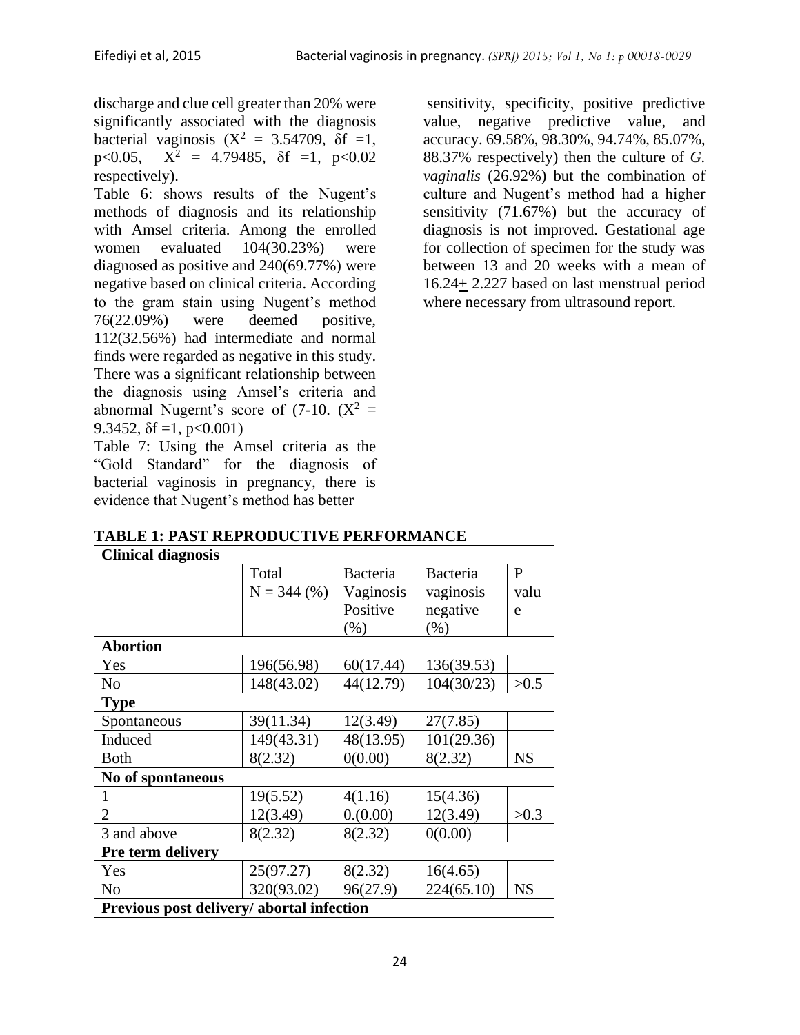discharge and clue cell greater than 20% were significantly associated with the diagnosis bacterial vaginosis ($X^2$ = 3.54709, δf =1, p<0.05, $X^2$ = 4.79485, δf =1, p<0.02 respectively).

Table 6: shows results of the Nugent's methods of diagnosis and its relationship with Amsel criteria. Among the enrolled women evaluated 104(30.23%) were diagnosed as positive and 240(69.77%) were negative based on clinical criteria. According to the gram stain using Nugent's method 76(22.09%) were deemed positive, 112(32.56%) had intermediate and normal finds were regarded as negative in this study. There was a significant relationship between the diagnosis using Amsel's criteria and abnormal Nugernt's score of (7-10. ($X^2$ = 9.3452, δf =1, p<0.001)

Table 7: Using the Amsel criteria as the "Gold Standard" for the diagnosis of bacterial vaginosis in pregnancy, there is evidence that Nugent's method has better sensitivity, specificity, positive predictive value, negative predictive value, and accuracy. 69.58%, 98.30%, 94.74%, 85.07%, 88.37% respectively) then the culture of *G. vaginalis* (26.92%) but the combination of culture and Nugent's method had a higher sensitivity (71.67%) but the accuracy of diagnosis is not improved. Gestational age for collection of specimen for the study was between 13 and 20 weeks with a mean of 16.24± 2.227 based on last menstrual period where necessary from ultrasound report.

**TABLE 1: PAST REPRODUCTIVE PERFORMANCE**

| **Clinical diagnosis** | | | | |
|---|---|---|---|---|
| | Total N = 344 (%) | Bacteria Vaginosis Positive (%) | Bacteria vaginosis negative (%) | P value |
| **Abortion** | | | | |
| Yes | 196(56.98) | 60(17.44) | 136(39.53) | |
| No | 148(43.02) | 44(12.79) | 104(30/23) | >0.5 |
| **Type** | | | | |
| Spontaneous | 39(11.34) | 12(3.49) | 27(7.85) | |
| Induced | 149(43.31) | 48(13.95) | 101(29.36) | |
| Both | 8(2.32) | 0(0.00) | 8(2.32) | NS |
| **No of spontaneous** | | | | |
| 1 | 19(5.52) | 4(1.16) | 15(4.36) | |
| 2 | 12(3.49) | 0.(0.00) | 12(3.49) | >0.3 |
| 3 and above | 8(2.32) | 8(2.32) | 0(0.00) | |
| **Pre term delivery** | | | | |
| Yes | 25(97.27) | 8(2.32) | 16(4.65) | |
| No | 320(93.02) | 96(27.9) | 224(65.10) | NS |
| **Previous post delivery/ abortal infection** | | | | |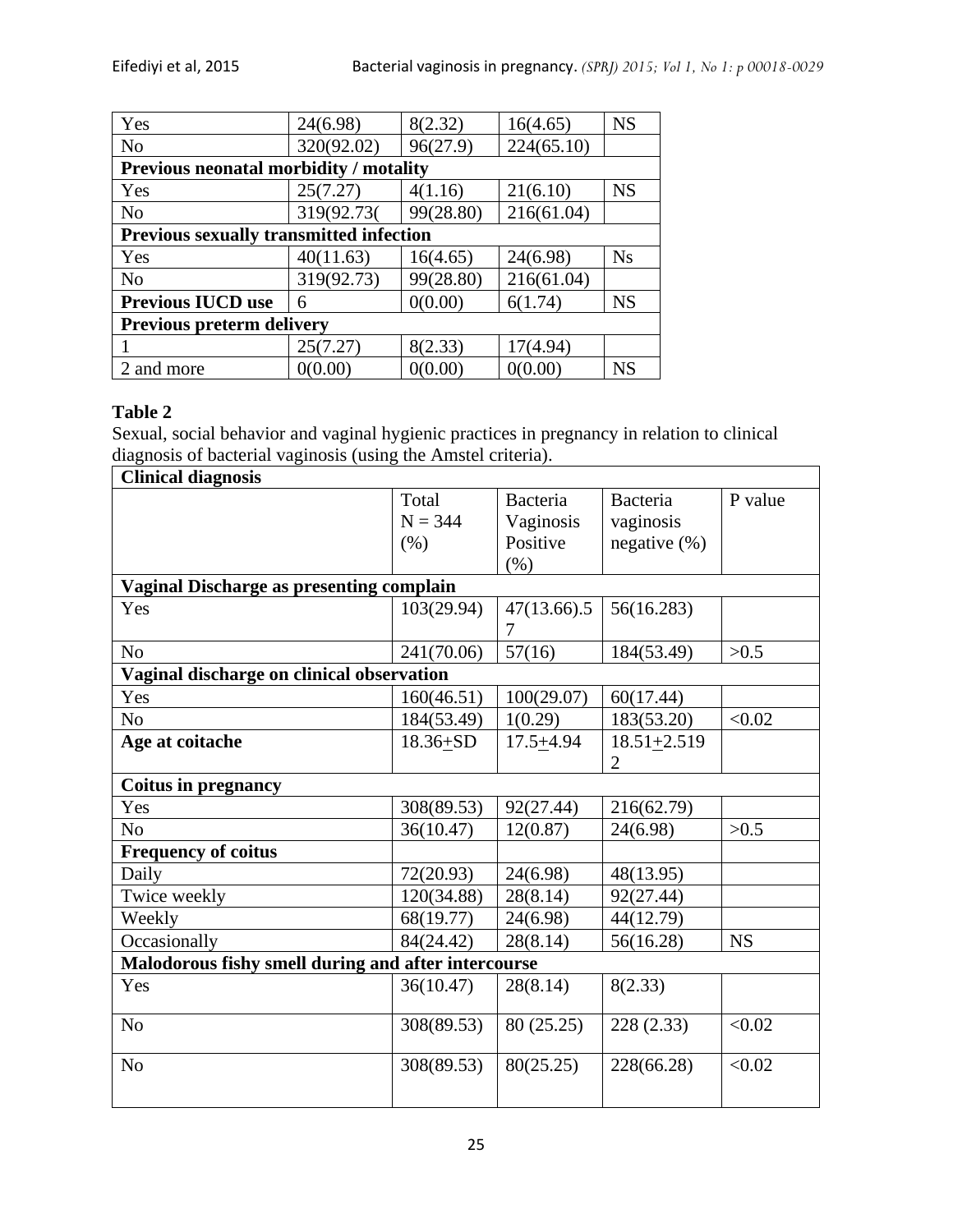| | | | | |
|---|---|---|---|---|
| Yes | 24(6.98) | 8(2.32) | 16(4.65) | NS |
| No | 320(92.02) | 96(27.9) | 224(65.10) | |
| **Previous neonatal morbidity / motality** | | | | |
| Yes | 25(7.27) | 4(1.16) | 21(6.10) | NS |
| No | 319(92.73( | 99(28.80) | 216(61.04) | |
| **Previous sexually transmitted infection** | | | | |
| Yes | 40(11.63) | 16(4.65) | 24(6.98) | Ns |
| No | 319(92.73) | 99(28.80) | 216(61.04) | |
| **Previous IUCD use** | 6 | 0(0.00) | 6(1.74) | NS |
| **Previous preterm delivery** | | | | |
| 1 | 25(7.27) | 8(2.33) | 17(4.94) | |
| 2 and more | 0(0.00) | 0(0.00) | 0(0.00) | NS |

**Table 2**

Sexual, social behavior and vaginal hygienic practices in pregnancy in relation to clinical diagnosis of bacterial vaginosis (using the Amstel criteria).

| **Clinical diagnosis** | | | | |
|---|---|---|---|---|
| | Total N = 344 (%) | Bacteria Vaginosis Positive (%) | Bacteria vaginosis negative (%) | P value |
| **Vaginal Discharge as presenting complain** | | | | |
| Yes | 103(29.94) | 47(13.66).57 | 56(16.283) | |
| No | 241(70.06) | 57(16) | 184(53.49) | >0.5 |
| **Vaginal discharge on clinical observation** | | | | |
| Yes | 160(46.51) | 100(29.07) | 60(17.44) | |
| No | 184(53.49) | 1(0.29) | 183(53.20) | <0.02 |
| **Age at coitache** | 18.36+SD | 17.5+4.94 | 18.51+2.5192 | |
| **Coitus in pregnancy** | | | | |
| Yes | 308(89.53) | 92(27.44) | 216(62.79) | |
| No | 36(10.47) | 12(0.87) | 24(6.98) | >0.5 |
| **Frequency of coitus** | | | | |
| Daily | 72(20.93) | 24(6.98) | 48(13.95) | |
| Twice weekly | 120(34.88) | 28(8.14) | 92(27.44) | |
| Weekly | 68(19.77) | 24(6.98) | 44(12.79) | |
| Occasionally | 84(24.42) | 28(8.14) | 56(16.28) | NS |
| **Malodorous fishy smell during and after intercourse** | | | | |
| Yes | 36(10.47) | 28(8.14) | 8(2.33) | |
| No | 308(89.53) | 80 (25.25) | 228 (2.33) | <0.02 |
| No | 308(89.53) | 80(25.25) | 228(66.28) | <0.02 |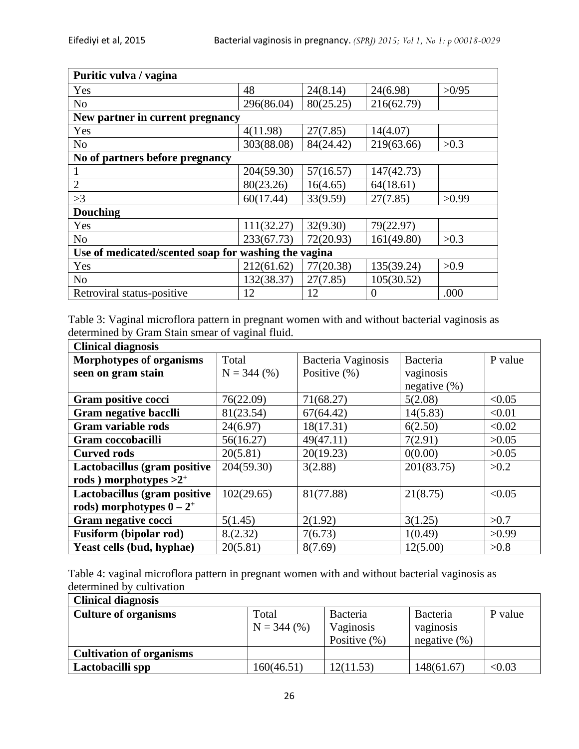| Puritic vulva / vagina | | | | |
|---|---|---|---|---|
| Yes | 48 | 24(8.14) | 24(6.98) | >0/95 |
| No | 296(86.04) | 80(25.25) | 216(62.79) | |
| **New partner in current pregnancy** | | | | |
| Yes | 4(11.98) | 27(7.85) | 14(4.07) | |
| No | 303(88.08) | 84(24.42) | 219(63.66) | >0.3 |
| **No of partners before pregnancy** | | | | |
| 1 | 204(59.30) | 57(16.57) | 147(42.73) | |
| 2 | 80(23.26) | 16(4.65) | 64(18.61) | |
| >3 | 60(17.44) | 33(9.59) | 27(7.85) | >0.99 |
| **Douching** | | | | |
| Yes | 111(32.27) | 32(9.30) | 79(22.97) | |
| No | 233(67.73) | 72(20.93) | 161(49.80) | >0.3 |
| **Use of medicated/scented soap for washing the vagina** | | | | |
| Yes | 212(61.62) | 77(20.38) | 135(39.24) | >0.9 |
| No | 132(38.37) | 27(7.85) | 105(30.52) | |
| Retroviral status-positive | 12 | 12 | 0 | .000 |

Table 3: Vaginal microflora pattern in pregnant women with and without bacterial vaginosis as determined by Gram Stain smear of vaginal fluid.

| **Clinical diagnosis** | | | | |
|---|---|---|---|---|
| **Morphotypes of organisms seen on gram stain** | Total N = 344 (%) | Bacteria Vaginosis Positive (%) | Bacteria vaginosis negative (%) | P value |
| **Gram positive cocci** | 76(22.09) | 71(68.27) | 5(2.08) | <0.05 |
| **Gram negative bacclli** | 81(23.54) | 67(64.42) | 14(5.83) | <0.01 |
| **Gram variable rods** | 24(6.97) | 18(17.31) | 6(2.50) | <0.02 |
| **Gram coccobacilli** | 56(16.27) | 49(47.11) | 7(2.91) | >0.05 |
| **Curved rods** | 20(5.81) | 20(19.23) | 0(0.00) | >0.05 |
| **Lactobacillus (gram positive rods ) morphotypes >2⁺** | 204(59.30) | 3(2.88) | 201(83.75) | >0.2 |
| **Lactobacillus (gram positive rods) morphotypes 0 – 2⁺** | 102(29.65) | 81(77.88) | 21(8.75) | <0.05 |
| **Gram negative cocci** | 5(1.45) | 2(1.92) | 3(1.25) | >0.7 |
| **Fusiform (bipolar rod)** | 8.(2.32) | 7(6.73) | 1(0.49) | >0.99 |
| **Yeast cells (bud, hyphae)** | 20(5.81) | 8(7.69) | 12(5.00) | >0.8 |

Table 4: vaginal microflora pattern in pregnant women with and without bacterial vaginosis as determined by cultivation

| **Clinical diagnosis** | | | | |
|---|---|---|---|---|
| **Culture of organisms** | Total N = 344 (%) | Bacteria Vaginosis Positive (%) | Bacteria vaginosis negative (%) | P value |
| **Cultivation of organisms** | | | | |
| **Lactobacilli spp** | 160(46.51) | 12(11.53) | 148(61.67) | <0.03 |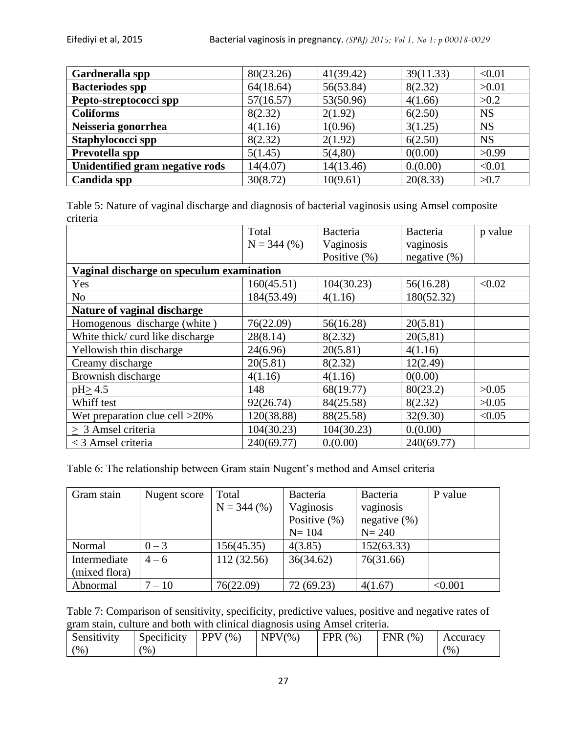| **Gardneralla spp** | 80(23.26) | 41(39.42) | 39(11.33) | <0.01 |
|---|---|---|---|---|
| **Bacteriodes spp** | 64(18.64) | 56(53.84) | 8(2.32) | >0.01 |
| **Pepto-streptococci spp** | 57(16.57) | 53(50.96) | 4(1.66) | >0.2 |
| **Coliforms** | 8(2.32) | 2(1.92) | 6(2.50) | NS |
| **Neisseria gonorrhea** | 4(1.16) | 1(0.96) | 3(1.25) | NS |
| **Staphylococci spp** | 8(2.32) | 2(1.92) | 6(2.50) | NS |
| **Prevotella spp** | 5(1.45) | 5(4,80) | 0(0.00) | >0.99 |
| **Unidentified gram negative rods** | 14(4.07) | 14(13.46) | 0.(0.00) | <0.01 |
| **Candida spp** | 30(8.72) | 10(9.61) | 20(8.33) | >0.7 |

Table 5: Nature of vaginal discharge and diagnosis of bacterial vaginosis using Amsel composite criteria

| | Total N = 344 (%) | Bacteria Vaginosis Positive (%) | Bacteria vaginosis negative (%) | p value |
|---|---|---|---|---|
| **Vaginal discharge on speculum examination** | | | | |
| Yes | 160(45.51) | 104(30.23) | 56(16.28) | <0.02 |
| No | 184(53.49) | 4(1.16) | 180(52.32) | |
| **Nature of vaginal discharge** | | | | |
| Homogenous discharge (white ) | 76(22.09) | 56(16.28) | 20(5.81) | |
| White thick/ curd like discharge | 28(8.14) | 8(2.32) | 20(5,81) | |
| Yellowish thin discharge | 24(6.96) | 20(5.81) | 4(1.16) | |
| Creamy discharge | 20(5.81) | 8(2.32) | 12(2.49) | |
| Brownish discharge | 4(1.16) | 4(1.16) | 0(0.00) | |
| pH≥ 4.5 | 148 | 68(19.77) | 80(23.2) | >0.05 |
| Whiff test | 92(26.74) | 84(25.58) | 8(2.32) | >0.05 |
| Wet preparation clue cell >20% | 120(38.88) | 88(25.58) | 32(9.30) | <0.05 |
| ≥ 3 Amsel criteria | 104(30.23) | 104(30.23) | 0.(0.00) | |
| < 3 Amsel criteria | 240(69.77) | 0.(0.00) | 240(69.77) | |

Table 6: The relationship between Gram stain Nugent's method and Amsel criteria

| Gram stain | Nugent score | Total N = 344 (%) | Bacteria Vaginosis Positive (%) N= 104 | Bacteria vaginosis negative (%) N= 240 | P value |
|---|---|---|---|---|---|
| Normal | 0 – 3 | 156(45.35) | 4(3.85) | 152(63.33) | |
| Intermediate (mixed flora) | 4 – 6 | 112 (32.56) | 36(34.62) | 76(31.66) | |
| Abnormal | 7 – 10 | 76(22.09) | 72 (69.23) | 4(1.67) | <0.001 |

Table 7: Comparison of sensitivity, specificity, predictive values, positive and negative rates of gram stain, culture and both with clinical diagnosis using Amsel criteria.

| Sensitivity (%) | Specificity (%) | PPV (%) | NPV(%) | FPR (%) | FNR (%) | Accuracy (%) |
|---|---|---|---|---|---|---|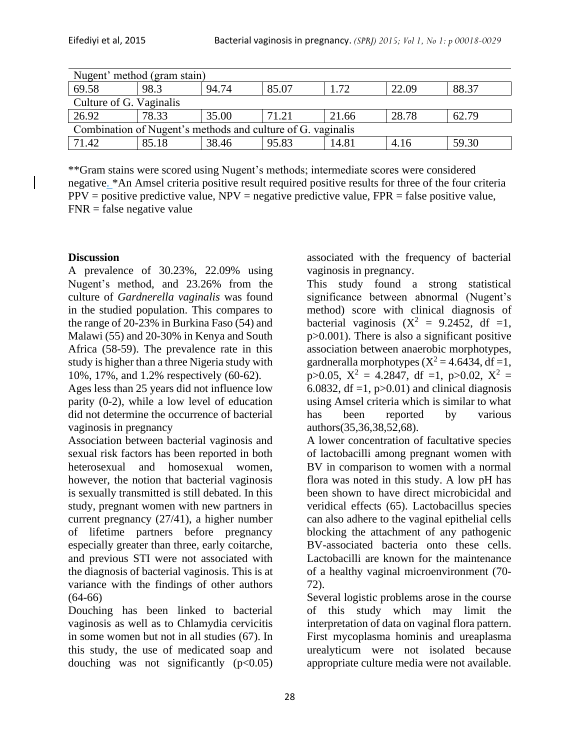| | | | | | | |
|---|---|---|---|---|---|---|
| Nugent' method (gram stain) | | | | | | |
| 69.58 | 98.3 | 94.74 | 85.07 | 1.72 | 22.09 | 88.37 |
| Culture of G. Vaginalis | | | | | | |
| 26.92 | 78.33 | 35.00 | 71.21 | 21.66 | 28.78 | 62.79 |
| Combination of Nugent's methods and culture of G. vaginalis | | | | | | |
| 71.42 | 85.18 | 38.46 | 95.83 | 14.81 | 4.16 | 59.30 |

**Gram stains were scored using Nugent's methods; intermediate scores were considered negative. *An Amsel criteria positive result required positive results for three of the four criteria PPV = positive predictive value, NPV = negative predictive value, FPR = false positive value, FNR = false negative value

## Discussion

A prevalence of 30.23%, 22.09% using Nugent's method, and 23.26% from the culture of *Gardnerella vaginalis* was found in the studied population. This compares to the range of 20-23% in Burkina Faso (54) and Malawi (55) and 20-30% in Kenya and South Africa (58-59). The prevalence rate in this study is higher than a three Nigeria study with 10%, 17%, and 1.2% respectively (60-62).

Ages less than 25 years did not influence low parity (0-2), while a low level of education did not determine the occurrence of bacterial vaginosis in pregnancy

Association between bacterial vaginosis and sexual risk factors has been reported in both heterosexual and homosexual women, however, the notion that bacterial vaginosis is sexually transmitted is still debated. In this study, pregnant women with new partners in current pregnancy (27/41), a higher number of lifetime partners before pregnancy especially greater than three, early coitarche, and previous STI were not associated with the diagnosis of bacterial vaginosis. This is at variance with the findings of other authors (64-66)

Douching has been linked to bacterial vaginosis as well as to Chlamydia cervicitis in some women but not in all studies (67). In this study, the use of medicated soap and douching was not significantly ($p<0.05$) associated with the frequency of bacterial vaginosis in pregnancy.

This study found a strong statistical significance between abnormal (Nugent's method) score with clinical diagnosis of bacterial vaginosis ($X^2$ = 9.2452, df =1, p>0.001). There is also a significant positive association between anaerobic morphotypes, gardneralla morphotypes ($X^2$ = 4.6434, df =1, p>0.05, $X^2$ = 4.2847, df =1, p>0.02, $X^2$ = 6.0832, df =1, p>0.01) and clinical diagnosis using Amsel criteria which is similar to what has been reported by various authors(35,36,38,52,68).

A lower concentration of facultative species of lactobacilli among pregnant women with BV in comparison to women with a normal flora was noted in this study. A low pH has been shown to have direct microbicidal and veridical effects (65). Lactobacillus species can also adhere to the vaginal epithelial cells blocking the attachment of any pathogenic BV-associated bacteria onto these cells. Lactobacilli are known for the maintenance of a healthy vaginal microenvironment (70-72).

Several logistic problems arose in the course of this study which may limit the interpretation of data on vaginal flora pattern. First mycoplasma hominis and ureaplasma urealyticum were not isolated because appropriate culture media were not available.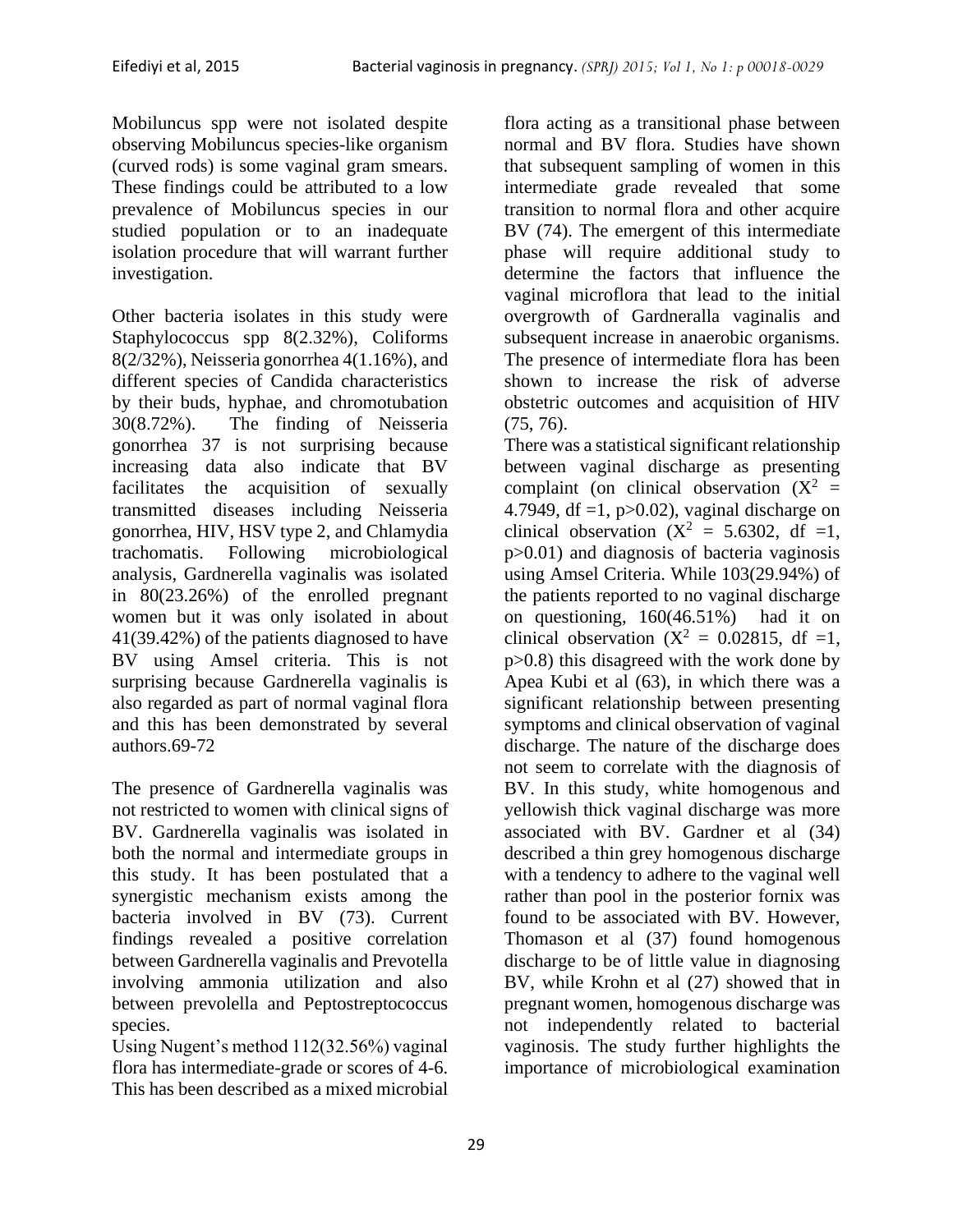Mobiluncus spp were not isolated despite observing Mobiluncus species-like organism (curved rods) is some vaginal gram smears. These findings could be attributed to a low prevalence of Mobiluncus species in our studied population or to an inadequate isolation procedure that will warrant further investigation.

Other bacteria isolates in this study were Staphylococcus spp 8(2.32%), Coliforms 8(2/32%), Neisseria gonorrhea 4(1.16%), and different species of Candida characteristics by their buds, hyphae, and chromotubation 30(8.72%). The finding of Neisseria gonorrhea 37 is not surprising because increasing data also indicate that BV facilitates the acquisition of sexually transmitted diseases including Neisseria gonorrhea, HIV, HSV type 2, and Chlamydia trachomatis. Following microbiological analysis, Gardnerella vaginalis was isolated in 80(23.26%) of the enrolled pregnant women but it was only isolated in about 41(39.42%) of the patients diagnosed to have BV using Amsel criteria. This is not surprising because Gardnerella vaginalis is also regarded as part of normal vaginal flora and this has been demonstrated by several authors.69-72

The presence of Gardnerella vaginalis was not restricted to women with clinical signs of BV. Gardnerella vaginalis was isolated in both the normal and intermediate groups in this study. It has been postulated that a synergistic mechanism exists among the bacteria involved in BV (73). Current findings revealed a positive correlation between Gardnerella vaginalis and Prevotella involving ammonia utilization and also between prevolella and Peptostreptococcus species.

Using Nugent's method 112(32.56%) vaginal flora has intermediate-grade or scores of 4-6. This has been described as a mixed microbial flora acting as a transitional phase between normal and BV flora. Studies have shown that subsequent sampling of women in this intermediate grade revealed that some transition to normal flora and other acquire BV (74). The emergent of this intermediate phase will require additional study to determine the factors that influence the vaginal microflora that lead to the initial overgrowth of Gardneralla vaginalis and subsequent increase in anaerobic organisms. The presence of intermediate flora has been shown to increase the risk of adverse obstetric outcomes and acquisition of HIV (75, 76).

There was a statistical significant relationship between vaginal discharge as presenting complaint (on clinical observation ($X^2$ = 4.7949, df =1, p>0.02), vaginal discharge on clinical observation ($X^2$ = 5.6302, df =1, p>0.01) and diagnosis of bacteria vaginosis using Amsel Criteria. While 103(29.94%) of the patients reported to no vaginal discharge on questioning, 160(46.51%) had it on clinical observation ($X^2$ = 0.02815, df =1, p>0.8) this disagreed with the work done by Apea Kubi et al (63), in which there was a significant relationship between presenting symptoms and clinical observation of vaginal discharge. The nature of the discharge does not seem to correlate with the diagnosis of BV. In this study, white homogenous and yellowish thick vaginal discharge was more associated with BV. Gardner et al (34) described a thin grey homogenous discharge with a tendency to adhere to the vaginal well rather than pool in the posterior fornix was found to be associated with BV. However, Thomason et al (37) found homogenous discharge to be of little value in diagnosing BV, while Krohn et al (27) showed that in pregnant women, homogenous discharge was not independently related to bacterial vaginosis. The study further highlights the importance of microbiological examination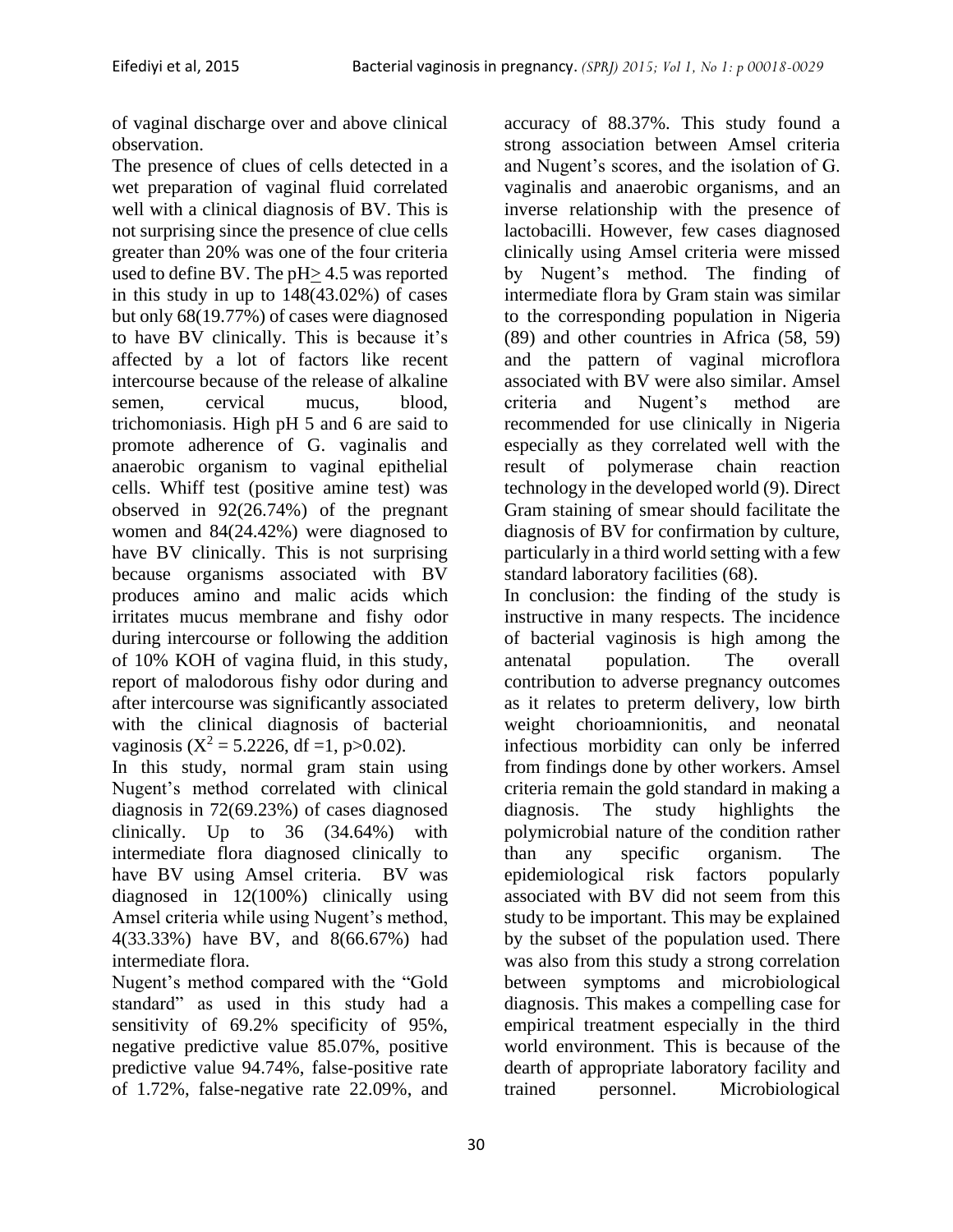of vaginal discharge over and above clinical observation.

The presence of clues of cells detected in a wet preparation of vaginal fluid correlated well with a clinical diagnosis of BV. This is not surprising since the presence of clue cells greater than 20% was one of the four criteria used to define BV. The pH$\geq$ 4.5 was reported in this study in up to 148(43.02%) of cases but only 68(19.77%) of cases were diagnosed to have BV clinically. This is because it's affected by a lot of factors like recent intercourse because of the release of alkaline semen, cervical mucus, blood, trichomoniasis. High pH 5 and 6 are said to promote adherence of G. vaginalis and anaerobic organism to vaginal epithelial cells. Whiff test (positive amine test) was observed in 92(26.74%) of the pregnant women and 84(24.42%) were diagnosed to have BV clinically. This is not surprising because organisms associated with BV produces amino and malic acids which irritates mucus membrane and fishy odor during intercourse or following the addition of 10% KOH of vagina fluid, in this study, report of malodorous fishy odor during and after intercourse was significantly associated with the clinical diagnosis of bacterial vaginosis ($X^2 = 5.2226$, df =1, $p>0.02$).

In this study, normal gram stain using Nugent's method correlated with clinical diagnosis in 72(69.23%) of cases diagnosed clinically. Up to 36 (34.64%) with intermediate flora diagnosed clinically to have BV using Amsel criteria. BV was diagnosed in 12(100%) clinically using Amsel criteria while using Nugent's method, 4(33.33%) have BV, and 8(66.67%) had intermediate flora.

Nugent's method compared with the "Gold standard" as used in this study had a sensitivity of 69.2% specificity of 95%, negative predictive value 85.07%, positive predictive value 94.74%, false-positive rate of 1.72%, false-negative rate 22.09%, and accuracy of 88.37%. This study found a strong association between Amsel criteria and Nugent's scores, and the isolation of G. vaginalis and anaerobic organisms, and an inverse relationship with the presence of lactobacilli. However, few cases diagnosed clinically using Amsel criteria were missed by Nugent's method. The finding of intermediate flora by Gram stain was similar to the corresponding population in Nigeria (89) and other countries in Africa (58, 59) and the pattern of vaginal microflora associated with BV were also similar. Amsel criteria and Nugent's method are recommended for use clinically in Nigeria especially as they correlated well with the result of polymerase chain reaction technology in the developed world (9). Direct Gram staining of smear should facilitate the diagnosis of BV for confirmation by culture, particularly in a third world setting with a few standard laboratory facilities (68).

In conclusion: the finding of the study is instructive in many respects. The incidence of bacterial vaginosis is high among the antenatal population. The overall contribution to adverse pregnancy outcomes as it relates to preterm delivery, low birth weight chorioamnionitis, and neonatal infectious morbidity can only be inferred from findings done by other workers. Amsel criteria remain the gold standard in making a diagnosis. The study highlights the polymicrobial nature of the condition rather than any specific organism. The epidemiological risk factors popularly associated with BV did not seem from this study to be important. This may be explained by the subset of the population used. There was also from this study a strong correlation between symptoms and microbiological diagnosis. This makes a compelling case for empirical treatment especially in the third world environment. This is because of the dearth of appropriate laboratory facility and trained personnel. Microbiological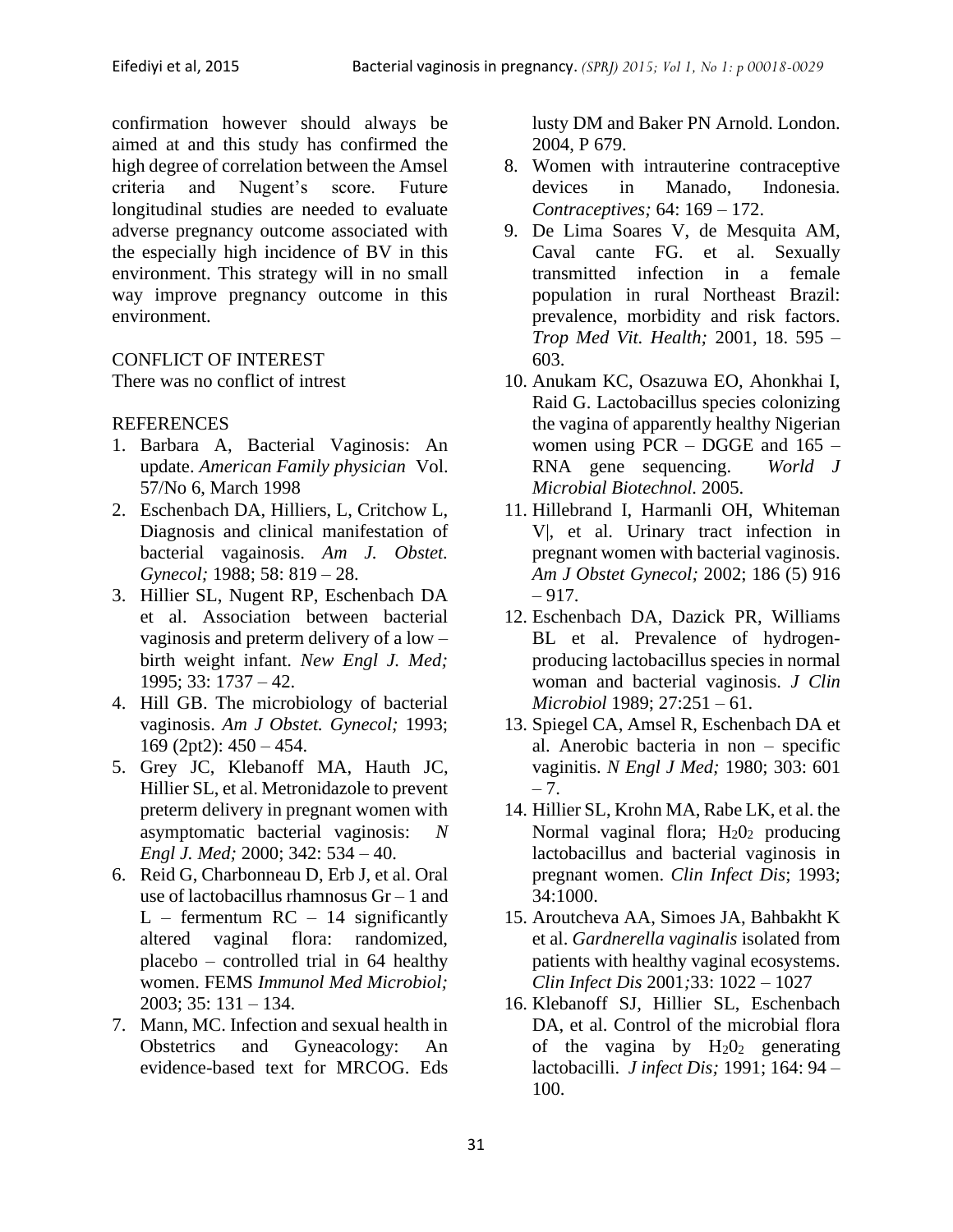confirmation however should always be aimed at and this study has confirmed the high degree of correlation between the Amsel criteria and Nugent's score. Future longitudinal studies are needed to evaluate adverse pregnancy outcome associated with the especially high incidence of BV in this environment. This strategy will in no small way improve pregnancy outcome in this environment.

CONFLICT OF INTEREST

There was no conflict of intrest

REFERENCES

1. Barbara A, Bacterial Vaginosis: An update. *American Family physician* Vol. 57/No 6, March 1998
2. Eschenbach DA, Hilliers, L, Critchow L, Diagnosis and clinical manifestation of bacterial vagainosis. *Am J. Obstet. Gynecol;* 1988; 58: 819 – 28.
3. Hillier SL, Nugent RP, Eschenbach DA et al. Association between bacterial vaginosis and preterm delivery of a low – birth weight infant. *New Engl J. Med;* 1995; 33: 1737 – 42.
4. Hill GB. The microbiology of bacterial vaginosis. *Am J Obstet. Gynecol;* 1993; 169 (2pt2): 450 – 454.
5. Grey JC, Klebanoff MA, Hauth JC, Hillier SL, et al. Metronidazole to prevent preterm delivery in pregnant women with asymptomatic bacterial vaginosis: *N Engl J. Med;* 2000; 342: 534 – 40.
6. Reid G, Charbonneau D, Erb J, et al. Oral use of lactobacillus rhamnosus Gr – 1 and L – fermentum RC – 14 significantly altered vaginal flora: randomized, placebo – controlled trial in 64 healthy women. FEMS *Immunol Med Microbiol;* 2003; 35: 131 – 134.
7. Mann, MC. Infection and sexual health in Obstetrics and Gyneacology: An evidence-based text for MRCOG. Eds lusty DM and Baker PN Arnold. London. 2004, P 679.
8. Women with intrauterine contraceptive devices in Manado, Indonesia. *Contraceptives;* 64: 169 – 172.
9. De Lima Soares V, de Mesquita AM, Caval cante FG. et al. Sexually transmitted infection in a female population in rural Northeast Brazil: prevalence, morbidity and risk factors. *Trop Med Vit. Health;* 2001, 18. 595 – 603.
10. Anukam KC, Osazuwa EO, Ahonkhai I, Raid G. Lactobacillus species colonizing the vagina of apparently healthy Nigerian women using PCR – DGGE and 165 – RNA gene sequencing. *World J Microbial Biotechnol.* 2005.
11. Hillebrand I, Harmanli OH, Whiteman V|, et al. Urinary tract infection in pregnant women with bacterial vaginosis. *Am J Obstet Gynecol;* 2002; 186 (5) 916 – 917.
12. Eschenbach DA, Dazick PR, Williams BL et al. Prevalence of hydrogen-producing lactobacillus species in normal woman and bacterial vaginosis. *J Clin Microbiol* 1989; 27:251 – 61.
13. Spiegel CA, Amsel R, Eschenbach DA et al. Anerobic bacteria in non – specific vaginitis. *N Engl J Med;* 1980; 303: 601 – 7.
14. Hillier SL, Krohn MA, Rabe LK, et al. the Normal vaginal flora; $H_20_2$ producing lactobacillus and bacterial vaginosis in pregnant women. *Clin Infect Dis*; 1993; 34:1000.
15. Aroutcheva AA, Simoes JA, Bahbakht K et al. *Gardnerella vaginalis* isolated from patients with healthy vaginal ecosystems. *Clin Infect Dis* 2001;33: 1022 – 1027
16. Klebanoff SJ, Hillier SL, Eschenbach DA, et al. Control of the microbial flora of the vagina by $H_20_2$ generating lactobacilli. *J infect Dis;* 1991; 164: 94 – 100.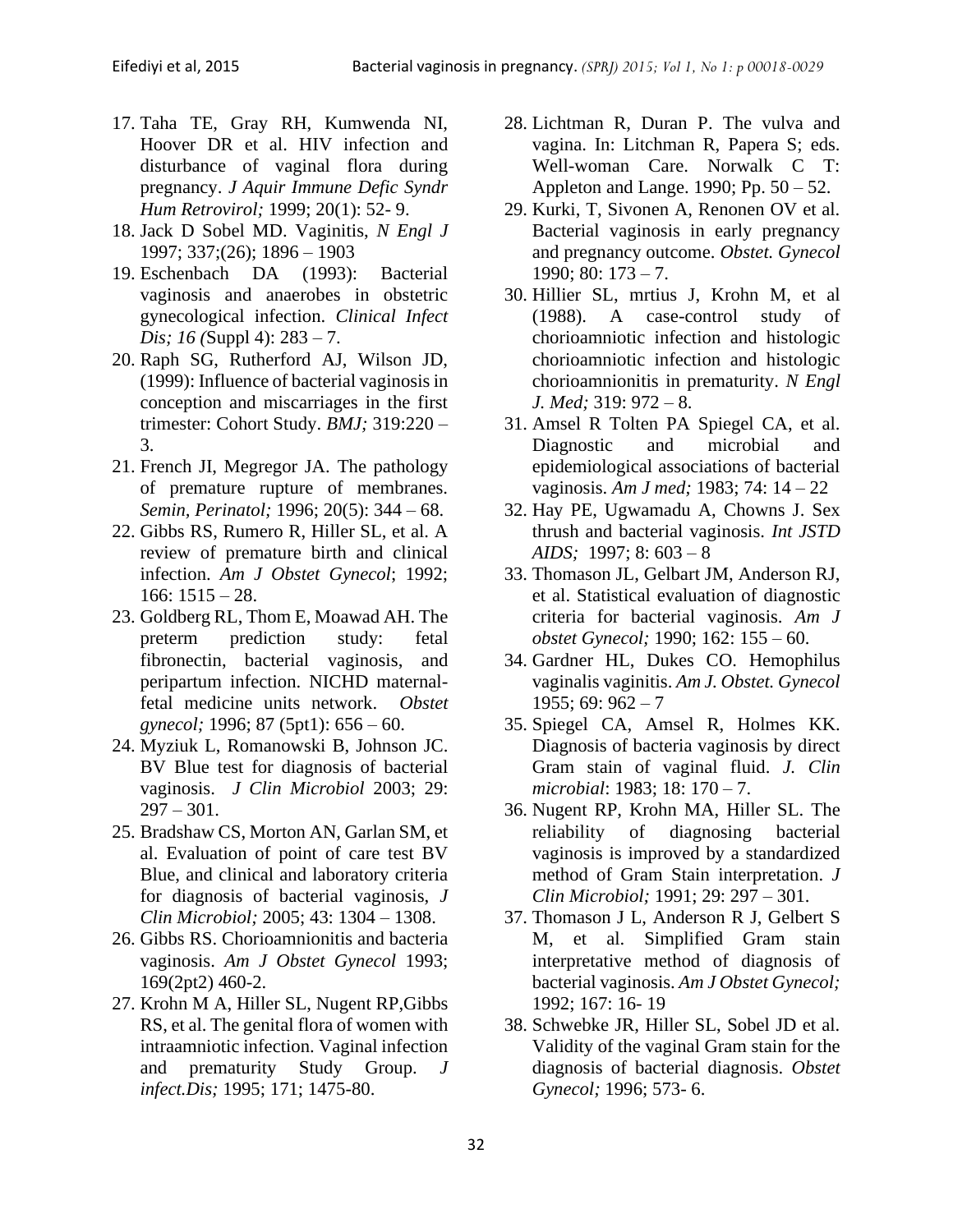17. Taha TE, Gray RH, Kumwenda NI, Hoover DR et al. HIV infection and disturbance of vaginal flora during pregnancy. *J Aquir Immune Defic Syndr Hum Retrovirol;* 1999; 20(1): 52- 9.
18. Jack D Sobel MD. Vaginitis, *N Engl J* 1997; 337;(26); 1896 – 1903
19. Eschenbach DA (1993): Bacterial vaginosis and anaerobes in obstetric gynecological infection. *Clinical Infect Dis; 16 (*Suppl 4): 283 – 7.
20. Raph SG, Rutherford AJ, Wilson JD, (1999): Influence of bacterial vaginosis in conception and miscarriages in the first trimester: Cohort Study. *BMJ;* 319:220 – 3.
21. French JI, Megregor JA. The pathology of premature rupture of membranes. *Semin, Perinatol;* 1996; 20(5): 344 – 68.
22. Gibbs RS, Rumero R, Hiller SL, et al. A review of premature birth and clinical infection. *Am J Obstet Gynecol*; 1992; 166: 1515 – 28.
23. Goldberg RL, Thom E, Moawad AH. The preterm prediction study: fetal fibronectin, bacterial vaginosis, and peripartum infection. NICHD maternal-fetal medicine units network. *Obstet gynecol;* 1996; 87 (5pt1): 656 – 60.
24. Myziuk L, Romanowski B, Johnson JC. BV Blue test for diagnosis of bacterial vaginosis. *J Clin Microbiol* 2003; 29: 297 – 301.
25. Bradshaw CS, Morton AN, Garlan SM, et al. Evaluation of point of care test BV Blue, and clinical and laboratory criteria for diagnosis of bacterial vaginosis, *J Clin Microbiol;* 2005; 43: 1304 – 1308.
26. Gibbs RS. Chorioamnionitis and bacteria vaginosis. *Am J Obstet Gynecol* 1993; 169(2pt2) 460-2.
27. Krohn M A, Hiller SL, Nugent RP,Gibbs RS, et al. The genital flora of women with intraamniotic infection. Vaginal infection and prematurity Study Group. *J infect.Dis;* 1995; 171; 1475-80.
28. Lichtman R, Duran P. The vulva and vagina. In: Litchman R, Papera S; eds. Well-woman Care. Norwalk C T: Appleton and Lange. 1990; Pp. 50 – 52.
29. Kurki, T, Sivonen A, Renonen OV et al. Bacterial vaginosis in early pregnancy and pregnancy outcome. *Obstet. Gynecol* 1990; 80: 173 – 7.
30. Hillier SL, mrtius J, Krohn M, et al (1988). A case-control study of chorioamniotic infection and histologic chorioamniotic infection and histologic chorioamnionitis in prematurity. *N Engl J. Med;* 319: 972 – 8.
31. Amsel R Tolten PA Spiegel CA, et al. Diagnostic and microbial and epidemiological associations of bacterial vaginosis. *Am J med;* 1983; 74: 14 – 22
32. Hay PE, Ugwamadu A, Chowns J. Sex thrush and bacterial vaginosis. *Int JSTD AIDS;* 1997; 8: 603 – 8
33. Thomason JL, Gelbart JM, Anderson RJ, et al. Statistical evaluation of diagnostic criteria for bacterial vaginosis. *Am J obstet Gynecol;* 1990; 162: 155 – 60.
34. Gardner HL, Dukes CO. Hemophilus vaginalis vaginitis. *Am J. Obstet. Gynecol* 1955; 69: 962 – 7
35. Spiegel CA, Amsel R, Holmes KK. Diagnosis of bacteria vaginosis by direct Gram stain of vaginal fluid. *J. Clin microbial*: 1983; 18: 170 – 7.
36. Nugent RP, Krohn MA, Hiller SL. The reliability of diagnosing bacterial vaginosis is improved by a standardized method of Gram Stain interpretation. *J Clin Microbiol;* 1991; 29: 297 – 301.
37. Thomason J L, Anderson R J, Gelbert S M, et al. Simplified Gram stain interpretative method of diagnosis of bacterial vaginosis. *Am J Obstet Gynecol;* 1992; 167: 16- 19
38. Schwebke JR, Hiller SL, Sobel JD et al. Validity of the vaginal Gram stain for the diagnosis of bacterial diagnosis. *Obstet Gynecol;* 1996; 573- 6.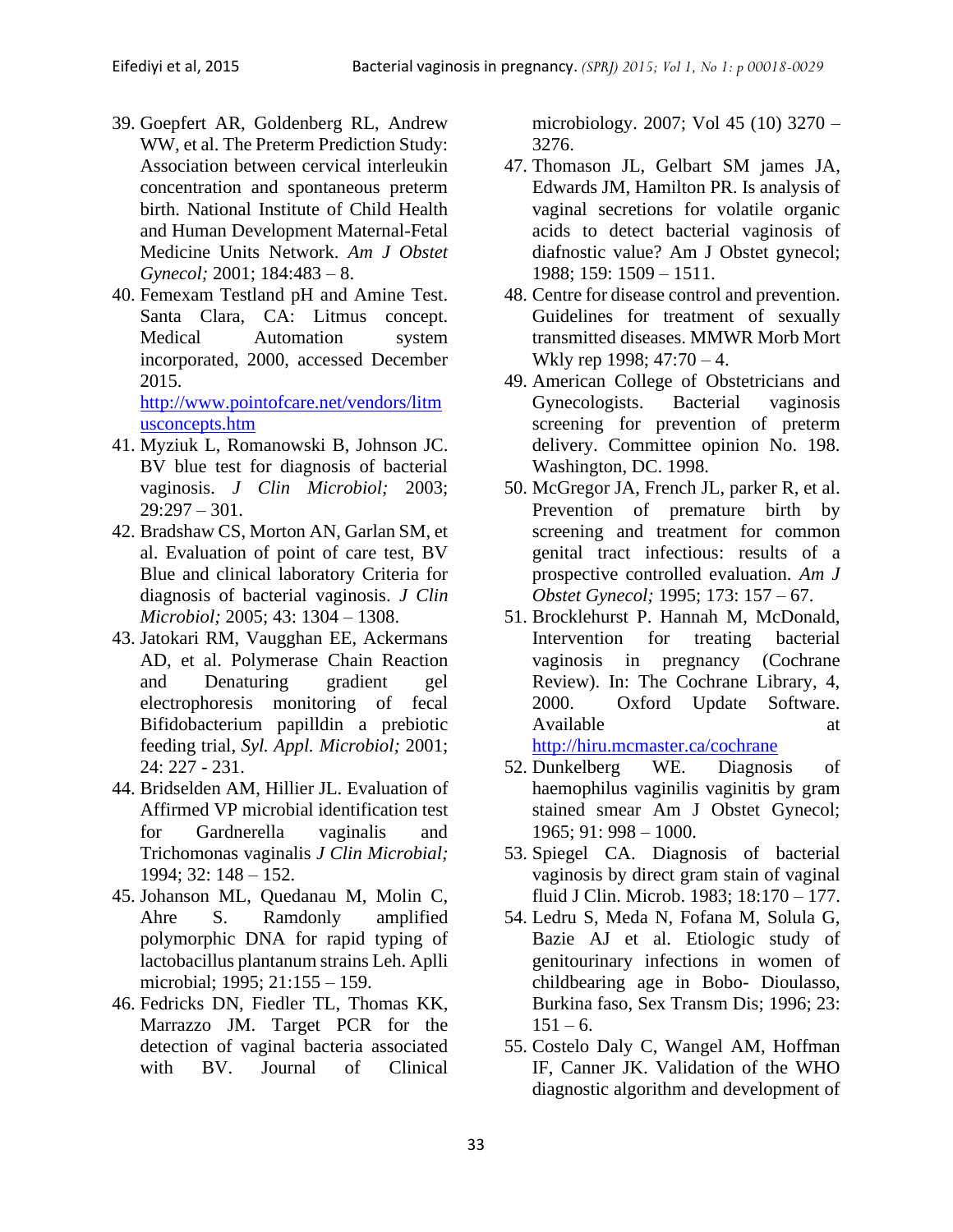39. Goepfert AR, Goldenberg RL, Andrew WW, et al. The Preterm Prediction Study: Association between cervical interleukin concentration and spontaneous preterm birth. National Institute of Child Health and Human Development Maternal-Fetal Medicine Units Network. *Am J Obstet Gynecol;* 2001; 184:483 – 8.
40. Femexam Testland pH and Amine Test. Santa Clara, CA: Litmus concept. Medical Automation system incorporated, 2000, accessed December 2015. http://www.pointofcare.net/vendors/litmusconcepts.htm
41. Myziuk L, Romanowski B, Johnson JC. BV blue test for diagnosis of bacterial vaginosis. *J Clin Microbiol;* 2003; 29:297 – 301.
42. Bradshaw CS, Morton AN, Garlan SM, et al. Evaluation of point of care test, BV Blue and clinical laboratory Criteria for diagnosis of bacterial vaginosis. *J Clin Microbiol;* 2005; 43: 1304 – 1308.
43. Jatokari RM, Vaugghan EE, Ackermans AD, et al. Polymerase Chain Reaction and Denaturing gradient gel electrophoresis monitoring of fecal Bifidobacterium papilldin a prebiotic feeding trial, *Syl. Appl. Microbiol;* 2001; 24: 227 - 231.
44. Bridselden AM, Hillier JL. Evaluation of Affirmed VP microbial identification test for Gardnerella vaginalis and Trichomonas vaginalis *J Clin Microbial;* 1994; 32: 148 – 152.
45. Johanson ML, Quedanau M, Molin C, Ahre S. Ramdonly amplified polymorphic DNA for rapid typing of lactobacillus plantanum strains Leh. Aplli microbial; 1995; 21:155 – 159.
46. Fedricks DN, Fiedler TL, Thomas KK, Marrazzo JM. Target PCR for the detection of vaginal bacteria associated with BV. Journal of Clinical microbiology. 2007; Vol 45 (10) 3270 – 3276.
47. Thomason JL, Gelbart SM james JA, Edwards JM, Hamilton PR. Is analysis of vaginal secretions for volatile organic acids to detect bacterial vaginosis of diafnostic value? Am J Obstet gynecol; 1988; 159: 1509 – 1511.
48. Centre for disease control and prevention. Guidelines for treatment of sexually transmitted diseases. MMWR Morb Mort Wkly rep 1998; 47:70 – 4.
49. American College of Obstetricians and Gynecologists. Bacterial vaginosis screening for prevention of preterm delivery. Committee opinion No. 198. Washington, DC. 1998.
50. McGregor JA, French JL, parker R, et al. Prevention of premature birth by screening and treatment for common genital tract infectious: results of a prospective controlled evaluation. *Am J Obstet Gynecol;* 1995; 173: 157 – 67.
51. Brocklehurst P. Hannah M, McDonald, Intervention for treating bacterial vaginosis in pregnancy (Cochrane Review). In: The Cochrane Library, 4, 2000. Oxford Update Software. Available at http://hiru.mcmaster.ca/cochrane
52. Dunkelberg WE. Diagnosis of haemophilus vaginilis vaginitis by gram stained smear Am J Obstet Gynecol; 1965; 91: 998 – 1000.
53. Spiegel CA. Diagnosis of bacterial vaginosis by direct gram stain of vaginal fluid J Clin. Microb. 1983; 18:170 – 177.
54. Ledru S, Meda N, Fofana M, Solula G, Bazie AJ et al. Etiologic study of genitourinary infections in women of childbearing age in Bobo- Dioulasso, Burkina faso, Sex Transm Dis; 1996; 23: 151 – 6.
55. Costelo Daly C, Wangel AM, Hoffman IF, Canner JK. Validation of the WHO diagnostic algorithm and development of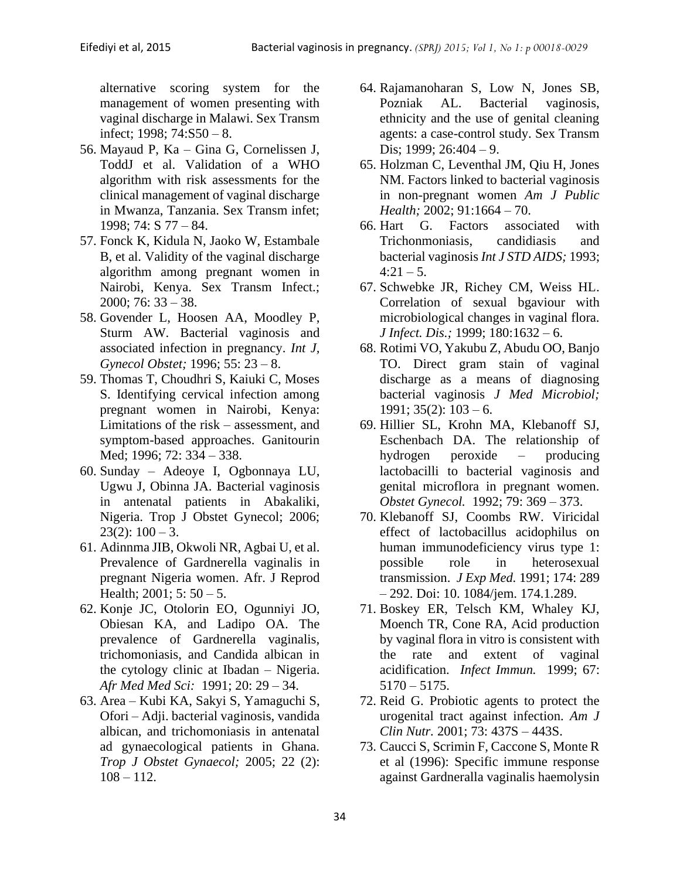alternative scoring system for the management of women presenting with vaginal discharge in Malawi. Sex Transm infect; 1998; 74:S50 – 8.

56. Mayaud P, Ka – Gina G, Cornelissen J, ToddJ et al. Validation of a WHO algorithm with risk assessments for the clinical management of vaginal discharge in Mwanza, Tanzania. Sex Transm infet; 1998; 74: S 77 – 84.
57. Fonck K, Kidula N, Jaoko W, Estambale B, et al. Validity of the vaginal discharge algorithm among pregnant women in Nairobi, Kenya. Sex Transm Infect.; 2000; 76: 33 – 38.
58. Govender L, Hoosen AA, Moodley P, Sturm AW. Bacterial vaginosis and associated infection in pregnancy. *Int J, Gynecol Obstet;* 1996; 55: 23 – 8.
59. Thomas T, Choudhri S, Kaiuki C, Moses S. Identifying cervical infection among pregnant women in Nairobi, Kenya: Limitations of the risk – assessment, and symptom-based approaches. Ganitourin Med; 1996; 72: 334 – 338.
60. Sunday – Adeoye I, Ogbonnaya LU, Ugwu J, Obinna JA. Bacterial vaginosis in antenatal patients in Abakaliki, Nigeria. Trop J Obstet Gynecol; 2006; 23(2): 100 – 3.
61. Adinnma JIB, Okwoli NR, Agbai U, et al. Prevalence of Gardnerella vaginalis in pregnant Nigeria women. Afr. J Reprod Health; 2001; 5: 50 – 5.
62. Konje JC, Otolorin EO, Ogunniyi JO, Obiesan KA, and Ladipo OA. The prevalence of Gardnerella vaginalis, trichomoniasis, and Candida albican in the cytology clinic at Ibadan – Nigeria. *Afr Med Med Sci:* 1991; 20: 29 – 34.
63. Area – Kubi KA, Sakyi S, Yamaguchi S, Ofori – Adji. bacterial vaginosis, vandida albican, and trichomoniasis in antenatal ad gynaecological patients in Ghana. *Trop J Obstet Gynaecol;* 2005; 22 (2): 108 – 112.
64. Rajamanoharan S, Low N, Jones SB, Pozniak AL. Bacterial vaginosis, ethnicity and the use of genital cleaning agents: a case-control study. Sex Transm Dis; 1999; 26:404 – 9.
65. Holzman C, Leventhal JM, Qiu H, Jones NM. Factors linked to bacterial vaginosis in non-pregnant women *Am J Public Health;* 2002; 91:1664 – 70.
66. Hart G. Factors associated with Trichonmoniasis, candidiasis and bacterial vaginosis *Int J STD AIDS;* 1993; 4:21 – 5.
67. Schwebke JR, Richey CM, Weiss HL. Correlation of sexual bgaviour with microbiological changes in vaginal flora. *J Infect. Dis.;* 1999; 180:1632 – 6.
68. Rotimi VO, Yakubu Z, Abudu OO, Banjo TO. Direct gram stain of vaginal discharge as a means of diagnosing bacterial vaginosis *J Med Microbiol;* 1991; 35(2): 103 – 6.
69. Hillier SL, Krohn MA, Klebanoff SJ, Eschenbach DA. The relationship of hydrogen peroxide – producing lactobacilli to bacterial vaginosis and genital microflora in pregnant women. *Obstet Gynecol.* 1992; 79: 369 – 373.
70. Klebanoff SJ, Coombs RW. Viricidal effect of lactobacillus acidophilus on human immunodeficiency virus type 1: possible role in heterosexual transmission. *J Exp Med.* 1991; 174: 289 – 292. Doi: 10. 1084/jem. 174.1.289.
71. Boskey ER, Telsch KM, Whaley KJ, Moench TR, Cone RA, Acid production by vaginal flora in vitro is consistent with the rate and extent of vaginal acidification. *Infect Immun.* 1999; 67: 5170 – 5175.
72. Reid G. Probiotic agents to protect the urogenital tract against infection. *Am J Clin Nutr.* 2001; 73: 437S – 443S.
73. Caucci S, Scrimin F, Caccone S, Monte R et al (1996): Specific immune response against Gardneralla vaginalis haemolysin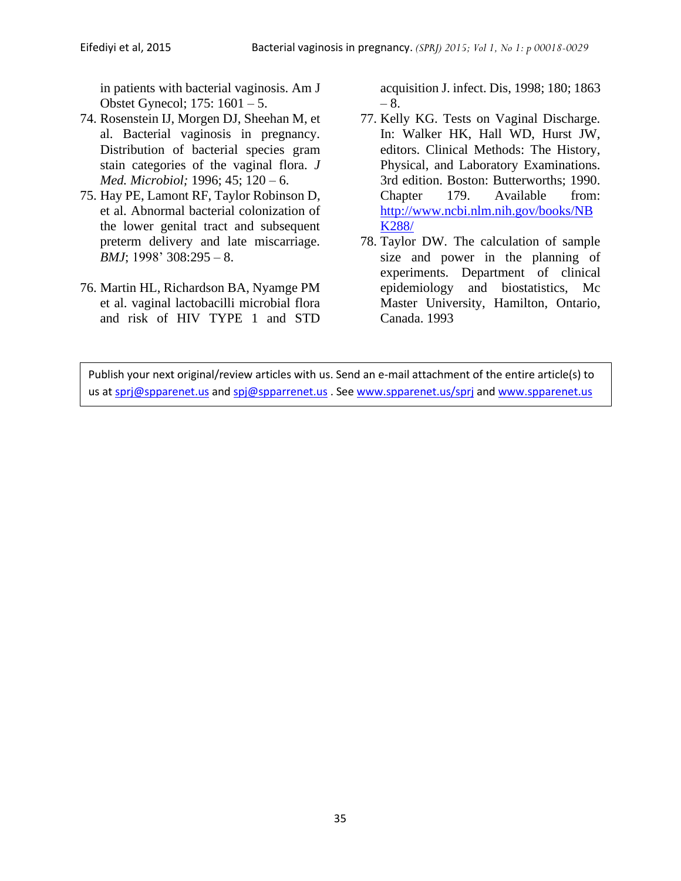in patients with bacterial vaginosis. Am J Obstet Gynecol; 175: 1601 – 5.

74. Rosenstein IJ, Morgen DJ, Sheehan M, et al. Bacterial vaginosis in pregnancy. Distribution of bacterial species gram stain categories of the vaginal flora. *J Med. Microbiol;* 1996; 45; 120 – 6.
75. Hay PE, Lamont RF, Taylor Robinson D, et al. Abnormal bacterial colonization of the lower genital tract and subsequent preterm delivery and late miscarriage. *BMJ*; 1998' 308:295 – 8.
76. Martin HL, Richardson BA, Nyamge PM et al. vaginal lactobacilli microbial flora and risk of HIV TYPE 1 and STD acquisition J. infect. Dis, 1998; 180; 1863 – 8.
77. Kelly KG. Tests on Vaginal Discharge. In: Walker HK, Hall WD, Hurst JW, editors. Clinical Methods: The History, Physical, and Laboratory Examinations. 3rd edition. Boston: Butterworths; 1990. Chapter 179. Available from: http://www.ncbi.nlm.nih.gov/books/NBK288/
78. Taylor DW. The calculation of sample size and power in the planning of experiments. Department of clinical epidemiology and biostatistics, Mc Master University, Hamilton, Ontario, Canada. 1993

Publish your next original/review articles with us. Send an e-mail attachment of the entire article(s) to us at sprj@spparenet.us and spj@spparrenet.us . See www.spparenet.us/sprj and www.spparenet.us